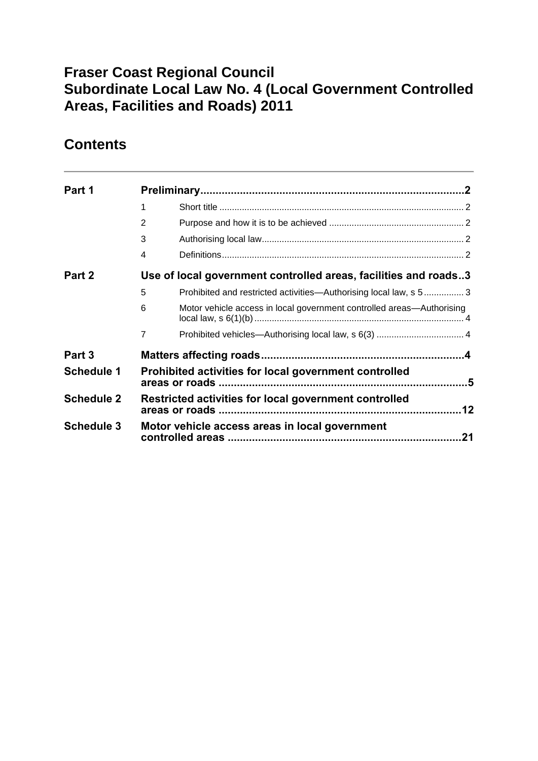# Fraser Coast Regional Council
# Subordinate Local Law No. 4 (Local Government Controlled Areas, Facilities and Roads) 2011

## Contents

| | | | |
|---|---|---|---|
| **Part 1** | **Preliminary** | | **2** |
| | 1 | Short title | 2 |
| | 2 | Purpose and how it is to be achieved | 2 |
| | 3 | Authorising local law | 2 |
| | 4 | Definitions | 2 |
| **Part 2** | **Use of local government controlled areas, facilities and roads** | | **3** |
| | 5 | Prohibited and restricted activities—Authorising local law, s 5 | 3 |
| | 6 | Motor vehicle access in local government controlled areas—Authorising local law, s 6(1)(b) | 4 |
| | 7 | Prohibited vehicles—Authorising local law, s 6(3) | 4 |
| **Part 3** | **Matters affecting roads** | | **4** |
| **Schedule 1** | **Prohibited activities for local government controlled areas or roads** | | **5** |
| **Schedule 2** | **Restricted activities for local government controlled areas or roads** | | **12** |
| **Schedule 3** | **Motor vehicle access areas in local government controlled areas** | | **21** |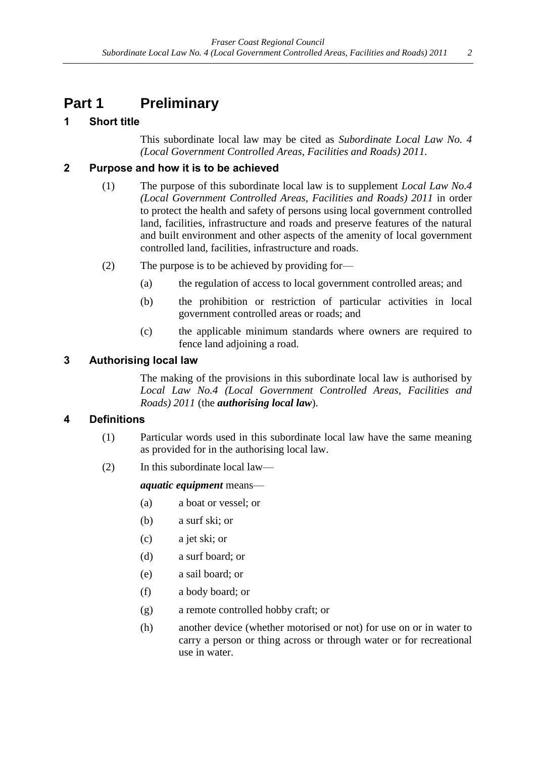# Part 1 Preliminary

## 1 Short title

This subordinate local law may be cited as *Subordinate Local Law No. 4 (Local Government Controlled Areas, Facilities and Roads) 2011*.

## 2 Purpose and how it is to be achieved

(1) The purpose of this subordinate local law is to supplement *Local Law No.4 (Local Government Controlled Areas, Facilities and Roads) 2011* in order to protect the health and safety of persons using local government controlled land, facilities, infrastructure and roads and preserve features of the natural and built environment and other aspects of the amenity of local government controlled land, facilities, infrastructure and roads.

(2) The purpose is to be achieved by providing for—

(a) the regulation of access to local government controlled areas; and

(b) the prohibition or restriction of particular activities in local government controlled areas or roads; and

(c) the applicable minimum standards where owners are required to fence land adjoining a road.

## 3 Authorising local law

The making of the provisions in this subordinate local law is authorised by *Local Law No.4 (Local Government Controlled Areas, Facilities and Roads) 2011* (the ***authorising local law***).

## 4 Definitions

(1) Particular words used in this subordinate local law have the same meaning as provided for in the authorising local law.

(2) In this subordinate local law—

***aquatic equipment*** means—

(a) a boat or vessel; or

(b) a surf ski; or

(c) a jet ski; or

(d) a surf board; or

(e) a sail board; or

(f) a body board; or

(g) a remote controlled hobby craft; or

(h) another device (whether motorised or not) for use on or in water to carry a person or thing across or through water or for recreational use in water.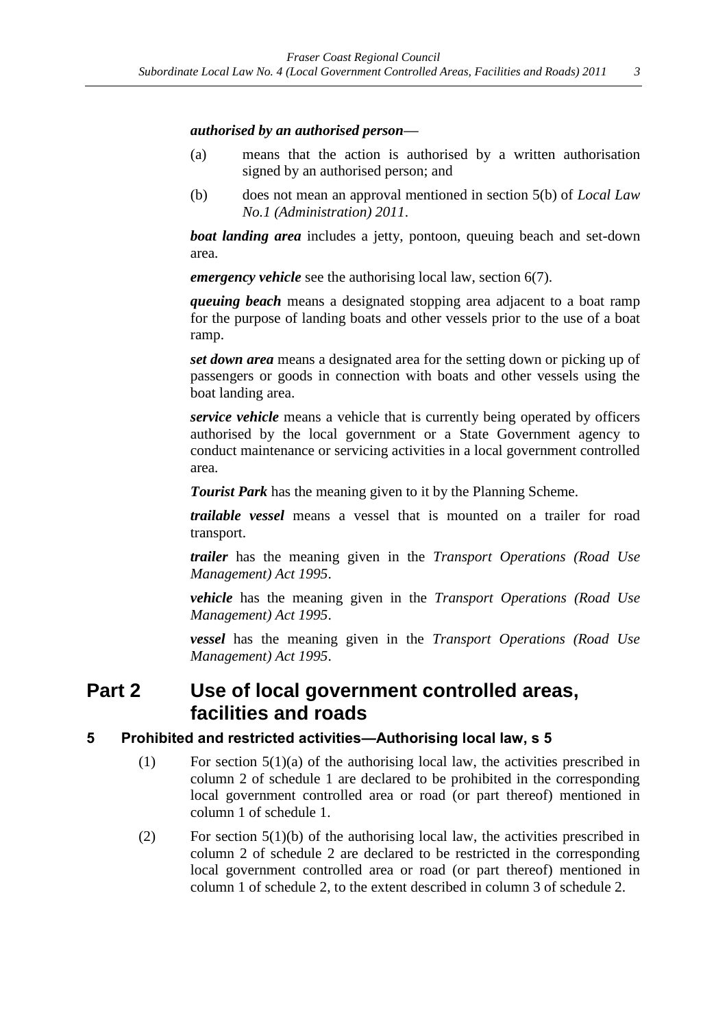***authorised by an authorised person***—

(a) means that the action is authorised by a written authorisation signed by an authorised person; and

(b) does not mean an approval mentioned in section 5(b) of *Local Law No.1 (Administration) 2011*.

***boat landing area*** includes a jetty, pontoon, queuing beach and set-down area.

***emergency vehicle*** see the authorising local law, section 6(7).

***queuing beach*** means a designated stopping area adjacent to a boat ramp for the purpose of landing boats and other vessels prior to the use of a boat ramp.

***set down area*** means a designated area for the setting down or picking up of passengers or goods in connection with boats and other vessels using the boat landing area.

***service vehicle*** means a vehicle that is currently being operated by officers authorised by the local government or a State Government agency to conduct maintenance or servicing activities in a local government controlled area.

***Tourist Park*** has the meaning given to it by the Planning Scheme.

***trailable vessel*** means a vessel that is mounted on a trailer for road transport.

***trailer*** has the meaning given in the *Transport Operations (Road Use Management) Act 1995*.

***vehicle*** has the meaning given in the *Transport Operations (Road Use Management) Act 1995*.

***vessel*** has the meaning given in the *Transport Operations (Road Use Management) Act 1995*.

# Part 2 Use of local government controlled areas, facilities and roads

### 5 Prohibited and restricted activities—Authorising local law, s 5

(1) For section 5(1)(a) of the authorising local law, the activities prescribed in column 2 of schedule 1 are declared to be prohibited in the corresponding local government controlled area or road (or part thereof) mentioned in column 1 of schedule 1.

(2) For section 5(1)(b) of the authorising local law, the activities prescribed in column 2 of schedule 2 are declared to be restricted in the corresponding local government controlled area or road (or part thereof) mentioned in column 1 of schedule 2, to the extent described in column 3 of schedule 2.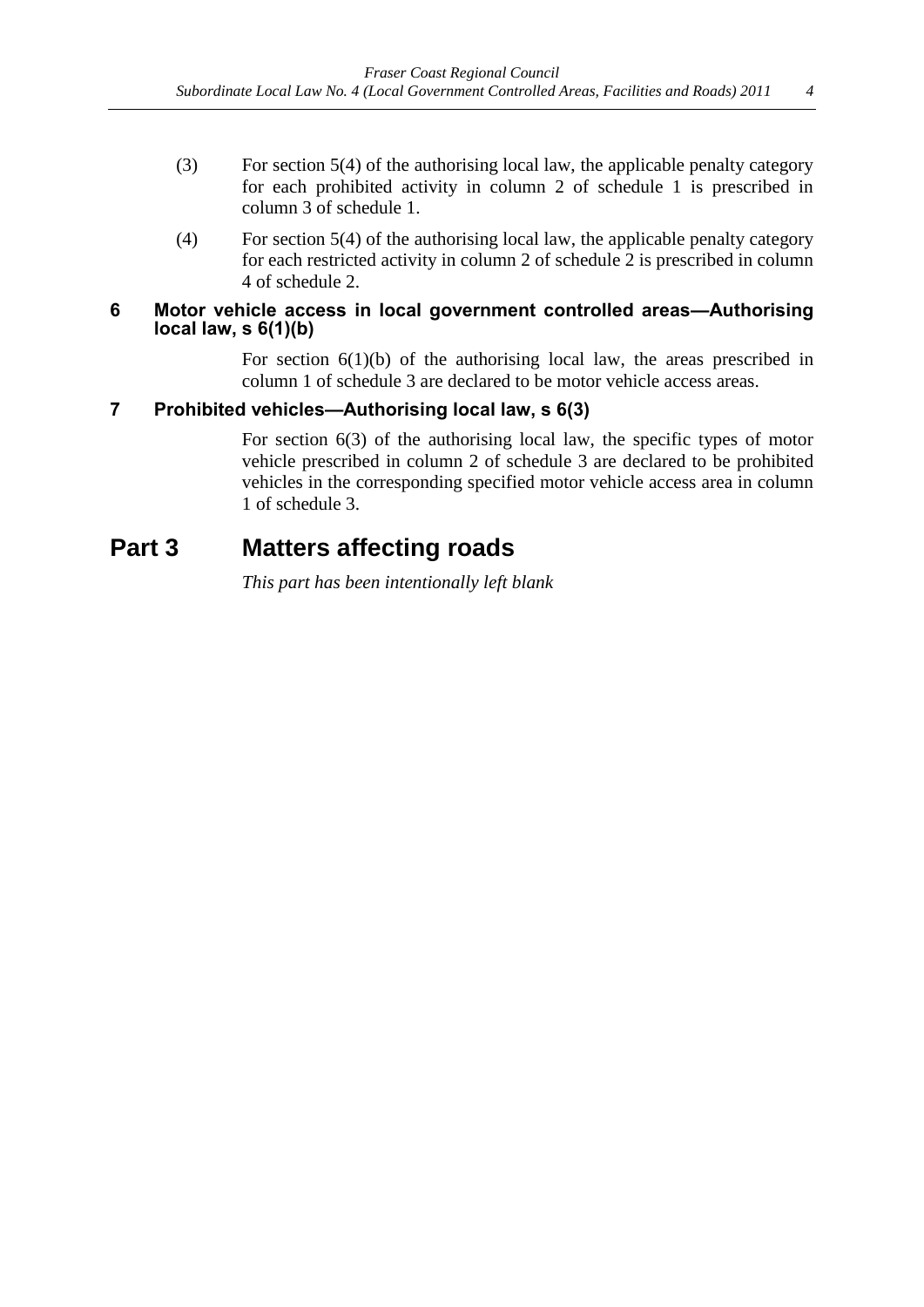(3) For section 5(4) of the authorising local law, the applicable penalty category for each prohibited activity in column 2 of schedule 1 is prescribed in column 3 of schedule 1.

(4) For section 5(4) of the authorising local law, the applicable penalty category for each restricted activity in column 2 of schedule 2 is prescribed in column 4 of schedule 2.

### 6 Motor vehicle access in local government controlled areas—Authorising local law, s 6(1)(b)

For section 6(1)(b) of the authorising local law, the areas prescribed in column 1 of schedule 3 are declared to be motor vehicle access areas.

### 7 Prohibited vehicles—Authorising local law, s 6(3)

For section 6(3) of the authorising local law, the specific types of motor vehicle prescribed in column 2 of schedule 3 are declared to be prohibited vehicles in the corresponding specified motor vehicle access area in column 1 of schedule 3.

## Part 3 Matters affecting roads

*This part has been intentionally left blank*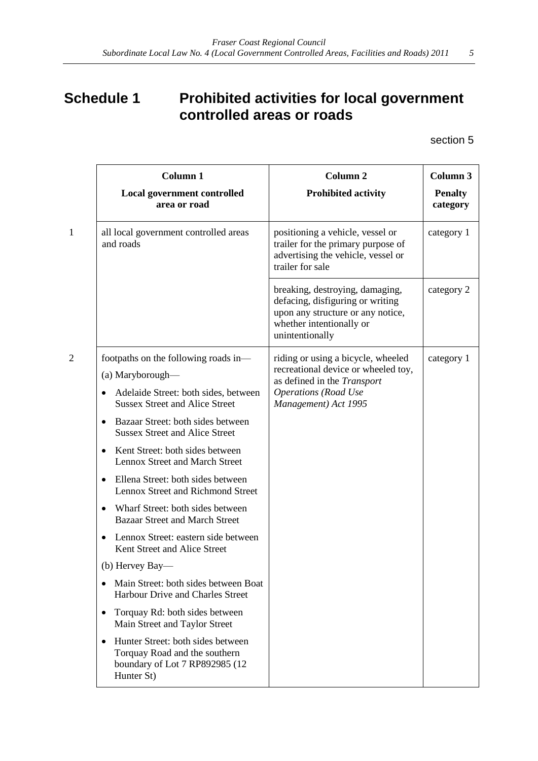# Schedule 1 Prohibited activities for local government controlled areas or roads

section 5

| | Column 1<br>Local government controlled area or road | Column 2<br>Prohibited activity | Column 3<br>Penalty category |
|---|---|---|---|
| 1 | all local government controlled areas and roads | positioning a vehicle, vessel or trailer for the primary purpose of advertising the vehicle, vessel or trailer for sale | category 1 |
| | | breaking, destroying, damaging, defacing, disfiguring or writing upon any structure or any notice, whether intentionally or unintentionally | category 2 |
| 2 | footpaths on the following roads in—<br>(a) Maryborough—<br>• Adelaide Street: both sides, between Sussex Street and Alice Street<br>• Bazaar Street: both sides between Sussex Street and Alice Street<br>• Kent Street: both sides between Lennox Street and March Street<br>• Ellena Street: both sides between Lennox Street and Richmond Street<br>• Wharf Street: both sides between Bazaar Street and March Street<br>• Lennox Street: eastern side between Kent Street and Alice Street<br>(b) Hervey Bay—<br>• Main Street: both sides between Boat Harbour Drive and Charles Street<br>• Torquay Rd: both sides between Main Street and Taylor Street<br>• Hunter Street: both sides between Torquay Road and the southern boundary of Lot 7 RP892985 (12 Hunter St) | riding or using a bicycle, wheeled recreational device or wheeled toy, as defined in the *Transport Operations (Road Use Management) Act 1995* | category 1 |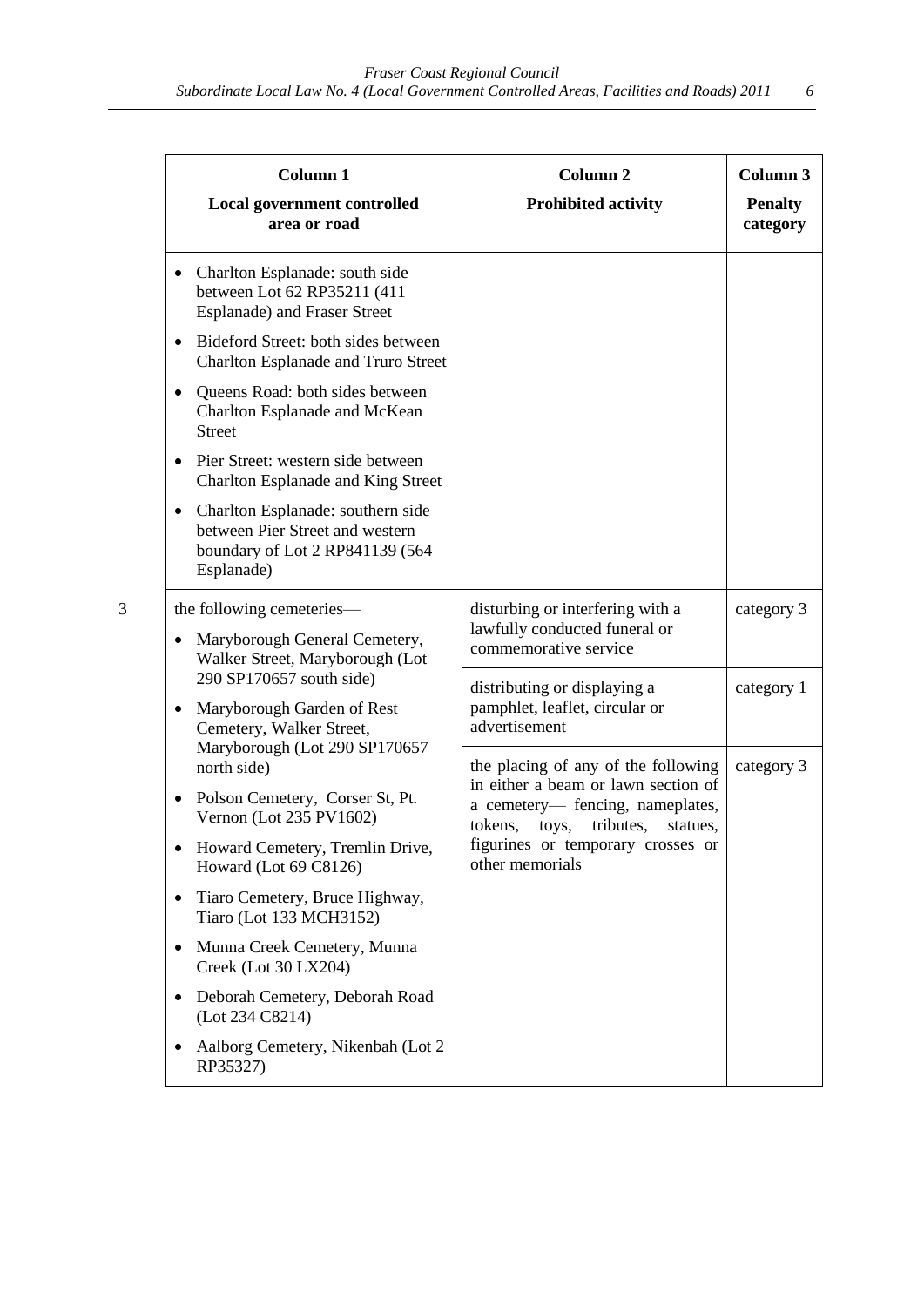| | Column 1<br>Local government controlled area or road | Column 2<br>Prohibited activity | Column 3<br>Penalty category |
|---|---|---|---|
| | • Charlton Esplanade: south side between Lot 62 RP35211 (411 Esplanade) and Fraser Street<br>• Bideford Street: both sides between Charlton Esplanade and Truro Street<br>• Queens Road: both sides between Charlton Esplanade and McKean Street<br>• Pier Street: western side between Charlton Esplanade and King Street<br>• Charlton Esplanade: southern side between Pier Street and western boundary of Lot 2 RP841139 (564 Esplanade) | | |
| 3 | the following cemeteries—<br>• Maryborough General Cemetery, Walker Street, Maryborough (Lot 290 SP170657 south side)<br>• Maryborough Garden of Rest Cemetery, Walker Street, Maryborough (Lot 290 SP170657 north side)<br>• Polson Cemetery, Corser St, Pt. Vernon (Lot 235 PV1602)<br>• Howard Cemetery, Tremlin Drive, Howard (Lot 69 C8126)<br>• Tiaro Cemetery, Bruce Highway, Tiaro (Lot 133 MCH3152)<br>• Munna Creek Cemetery, Munna Creek (Lot 30 LX204)<br>• Deborah Cemetery, Deborah Road (Lot 234 C8214)<br>• Aalborg Cemetery, Nikenbah (Lot 2 RP35327) | disturbing or interfering with a lawfully conducted funeral or commemorative service | category 3 |
| | | distributing or displaying a pamphlet, leaflet, circular or advertisement | category 1 |
| | | the placing of any of the following in either a beam or lawn section of a cemetery— fencing, nameplates, tokens, toys, tributes, statues, figurines or temporary crosses or other memorials | category 3 |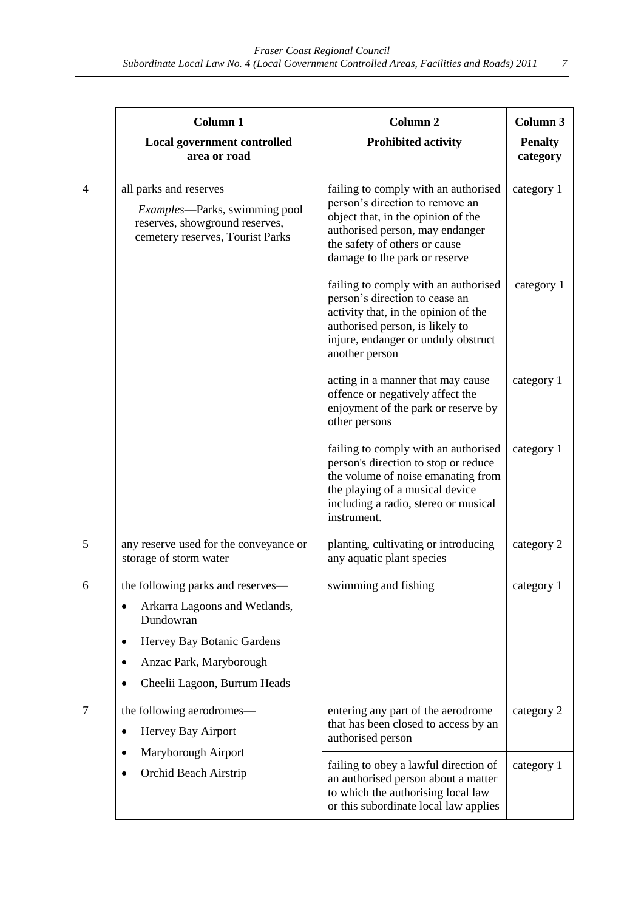| | Column 1<br>**Local government controlled area or road** | Column 2<br>**Prohibited activity** | Column 3<br>**Penalty category** |
|---|---|---|---|
| 4 | all parks and reserves<br>*Examples*—Parks, swimming pool reserves, showground reserves, cemetery reserves, Tourist Parks | failing to comply with an authorised person's direction to remove an object that, in the opinion of the authorised person, may endanger the safety of others or cause damage to the park or reserve | category 1 |
| | | failing to comply with an authorised person's direction to cease an activity that, in the opinion of the authorised person, is likely to injure, endanger or unduly obstruct another person | category 1 |
| | | acting in a manner that may cause offence or negatively affect the enjoyment of the park or reserve by other persons | category 1 |
| | | failing to comply with an authorised person's direction to stop or reduce the volume of noise emanating from the playing of a musical device including a radio, stereo or musical instrument. | category 1 |
| 5 | any reserve used for the conveyance or storage of storm water | planting, cultivating or introducing any aquatic plant species | category 2 |
| 6 | the following parks and reserves—<br>• Arkarra Lagoons and Wetlands, Dundowran<br>• Hervey Bay Botanic Gardens<br>• Anzac Park, Maryborough<br>• Cheelii Lagoon, Burrum Heads | swimming and fishing | category 1 |
| 7 | the following aerodromes—<br>• Hervey Bay Airport<br>• Maryborough Airport<br>• Orchid Beach Airstrip | entering any part of the aerodrome that has been closed to access by an authorised person | category 2 |
| | | failing to obey a lawful direction of an authorised person about a matter to which the authorising local law or this subordinate local law applies | category 1 |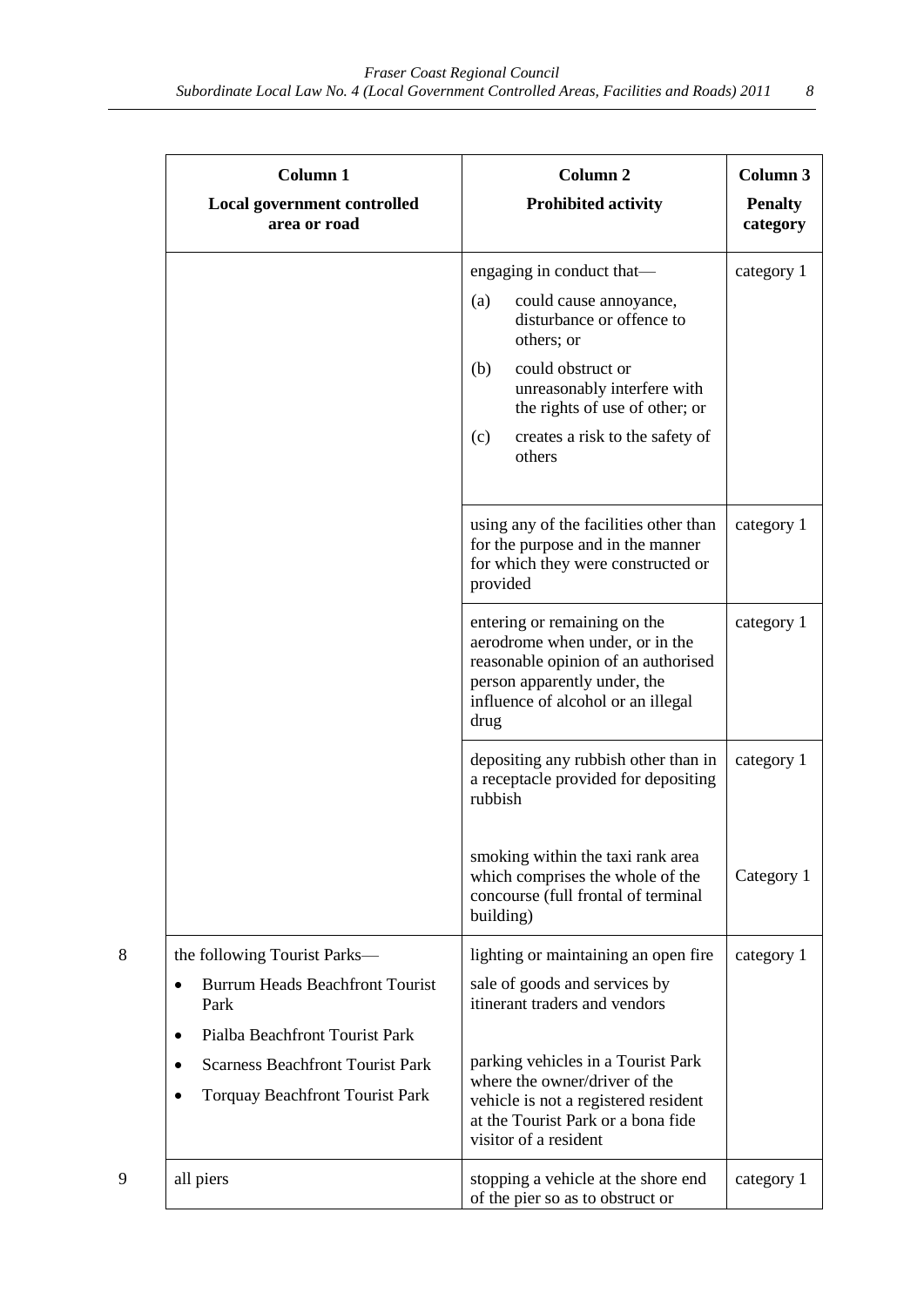| | Column 1<br>**Local government controlled area or road** | Column 2<br>**Prohibited activity** | Column 3<br>**Penalty category** |
|---|---|---|---|
| | | engaging in conduct that—<br>(a) could cause annoyance, disturbance or offence to others; or<br>(b) could obstruct or unreasonably interfere with the rights of use of other; or<br>(c) creates a risk to the safety of others | category 1 |
| | | using any of the facilities other than for the purpose and in the manner for which they were constructed or provided | category 1 |
| | | entering or remaining on the aerodrome when under, or in the reasonable opinion of an authorised person apparently under, the influence of alcohol or an illegal drug | category 1 |
| | | depositing any rubbish other than in a receptacle provided for depositing rubbish | category 1 |
| | | smoking within the taxi rank area which comprises the whole of the concourse (full frontal of terminal building) | Category 1 |
| 8 | the following Tourist Parks—<br>• Burrum Heads Beachfront Tourist Park<br>• Pialba Beachfront Tourist Park<br>• Scarness Beachfront Tourist Park<br>• Torquay Beachfront Tourist Park | lighting or maintaining an open fire<br>sale of goods and services by itinerant traders and vendors<br>parking vehicles in a Tourist Park where the owner/driver of the vehicle is not a registered resident at the Tourist Park or a bona fide visitor of a resident | category 1 |
| 9 | all piers | stopping a vehicle at the shore end of the pier so as to obstruct or | category 1 |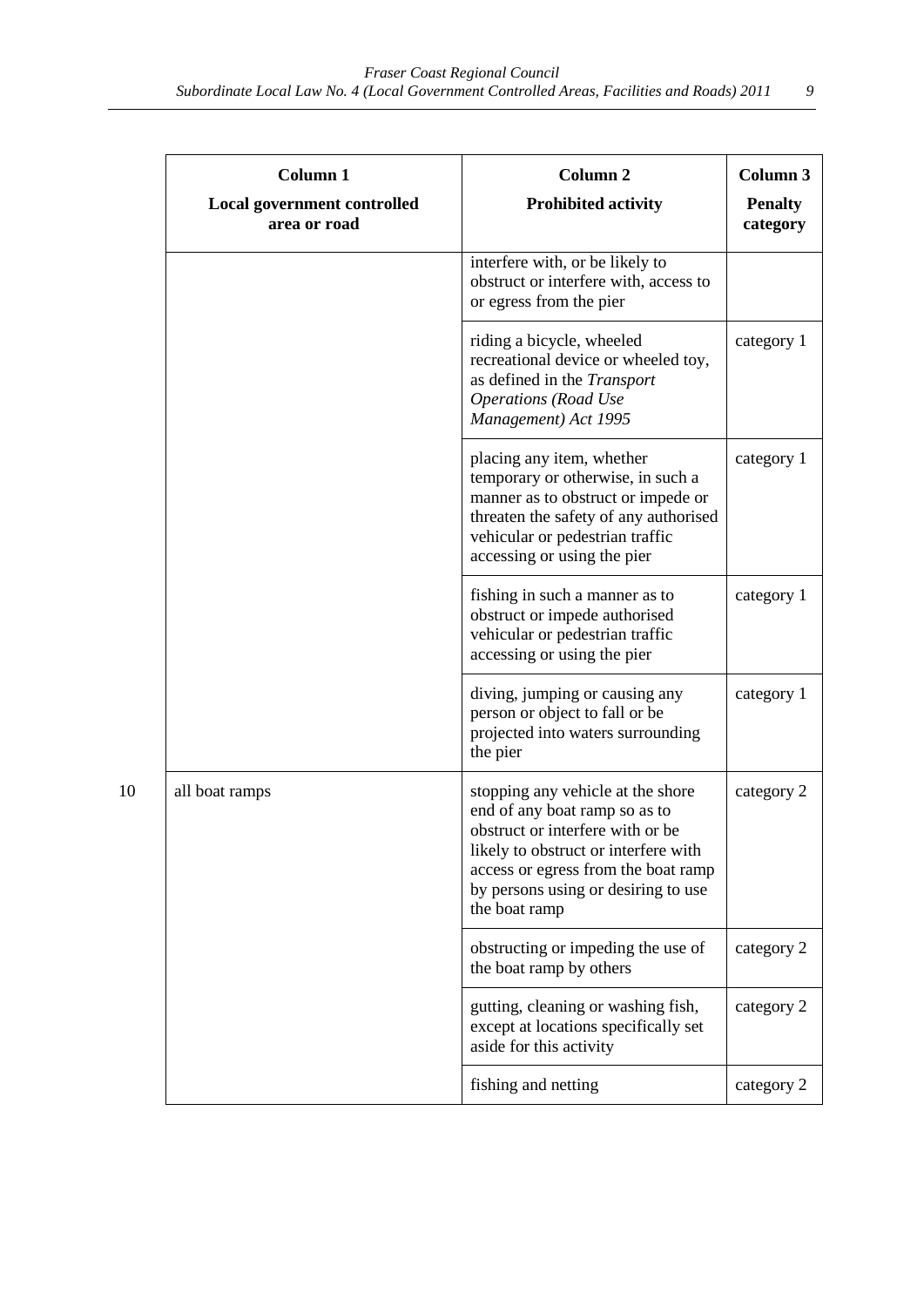| | Column 1<br>Local government controlled area or road | Column 2<br>Prohibited activity | Column 3<br>Penalty category |
|---|---|---|---|
| | | interfere with, or be likely to obstruct or interfere with, access to or egress from the pier | |
| | | riding a bicycle, wheeled recreational device or wheeled toy, as defined in the *Transport Operations (Road Use Management) Act 1995* | category 1 |
| | | placing any item, whether temporary or otherwise, in such a manner as to obstruct or impede or threaten the safety of any authorised vehicular or pedestrian traffic accessing or using the pier | category 1 |
| | | fishing in such a manner as to obstruct or impede authorised vehicular or pedestrian traffic accessing or using the pier | category 1 |
| | | diving, jumping or causing any person or object to fall or be projected into waters surrounding the pier | category 1 |
| 10 | all boat ramps | stopping any vehicle at the shore end of any boat ramp so as to obstruct or interfere with or be likely to obstruct or interfere with access or egress from the boat ramp by persons using or desiring to use the boat ramp | category 2 |
| | | obstructing or impeding the use of the boat ramp by others | category 2 |
| | | gutting, cleaning or washing fish, except at locations specifically set aside for this activity | category 2 |
| | | fishing and netting | category 2 |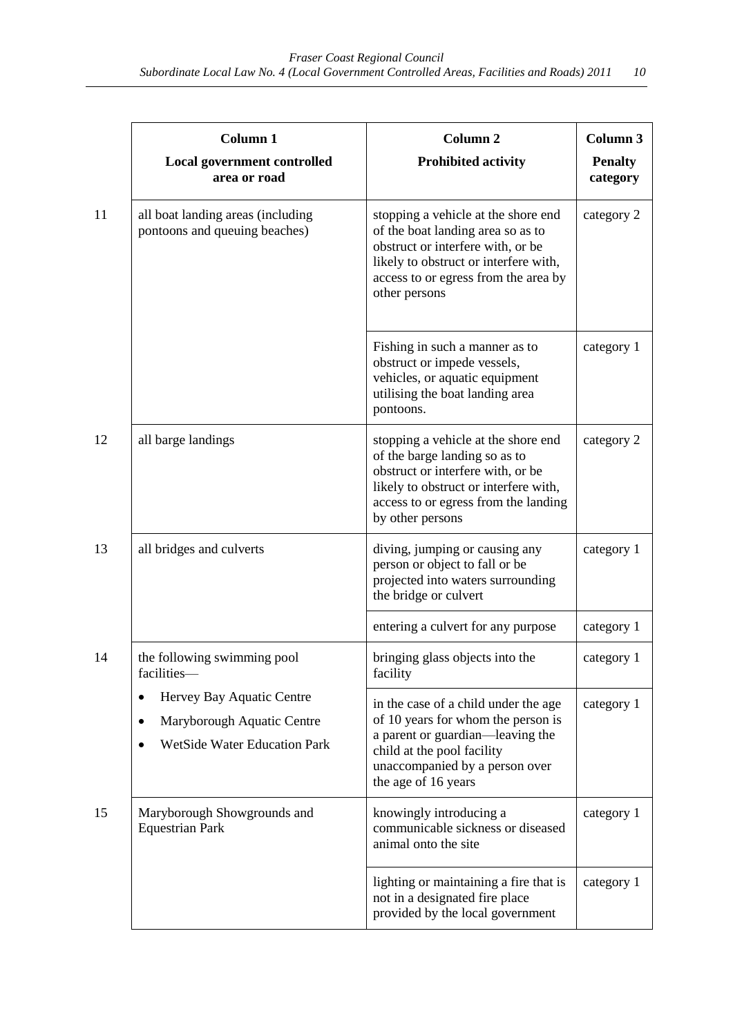| | Column 1<br>Local government controlled area or road | Column 2<br>Prohibited activity | Column 3<br>Penalty category |
|---|---|---|---|
| 11 | all boat landing areas (including pontoons and queuing beaches) | stopping a vehicle at the shore end of the boat landing area so as to obstruct or interfere with, or be likely to obstruct or interfere with, access to or egress from the area by other persons | category 2 |
| | | Fishing in such a manner as to obstruct or impede vessels, vehicles, or aquatic equipment utilising the boat landing area pontoons. | category 1 |
| 12 | all barge landings | stopping a vehicle at the shore end of the barge landing so as to obstruct or interfere with, or be likely to obstruct or interfere with, access to or egress from the landing by other persons | category 2 |
| 13 | all bridges and culverts | diving, jumping or causing any person or object to fall or be projected into waters surrounding the bridge or culvert | category 1 |
| | | entering a culvert for any purpose | category 1 |
| 14 | the following swimming pool facilities—<br>• Hervey Bay Aquatic Centre<br>• Maryborough Aquatic Centre<br>• WetSide Water Education Park | bringing glass objects into the facility | category 1 |
| | | in the case of a child under the age of 10 years for whom the person is a parent or guardian—leaving the child at the pool facility unaccompanied by a person over the age of 16 years | category 1 |
| 15 | Maryborough Showgrounds and Equestrian Park | knowingly introducing a communicable sickness or diseased animal onto the site | category 1 |
| | | lighting or maintaining a fire that is not in a designated fire place provided by the local government | category 1 |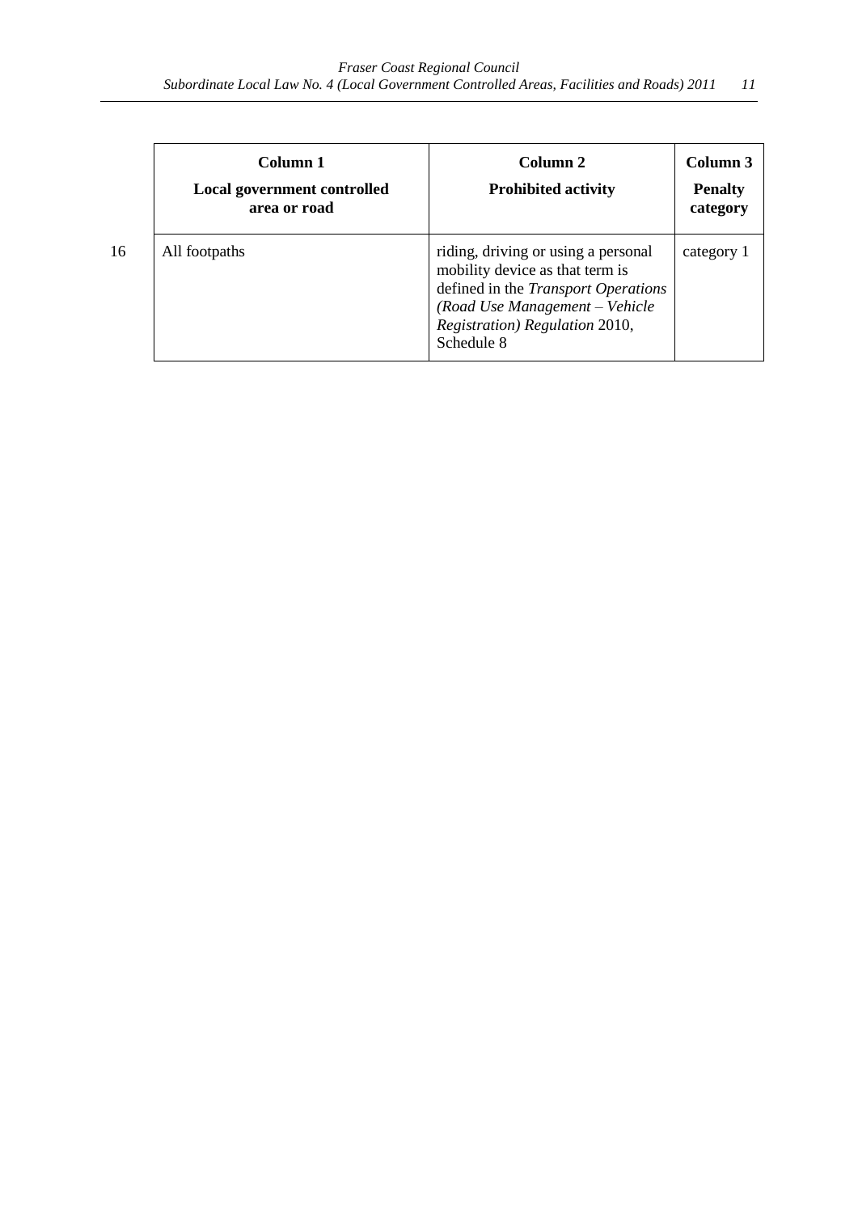| | Column 1<br>**Local government controlled area or road** | Column 2<br>**Prohibited activity** | Column 3<br>**Penalty category** |
|---|---|---|---|
| 16 | All footpaths | riding, driving or using a personal mobility device as that term is defined in the *Transport Operations (Road Use Management – Vehicle Registration) Regulation* 2010, Schedule 8 | category 1 |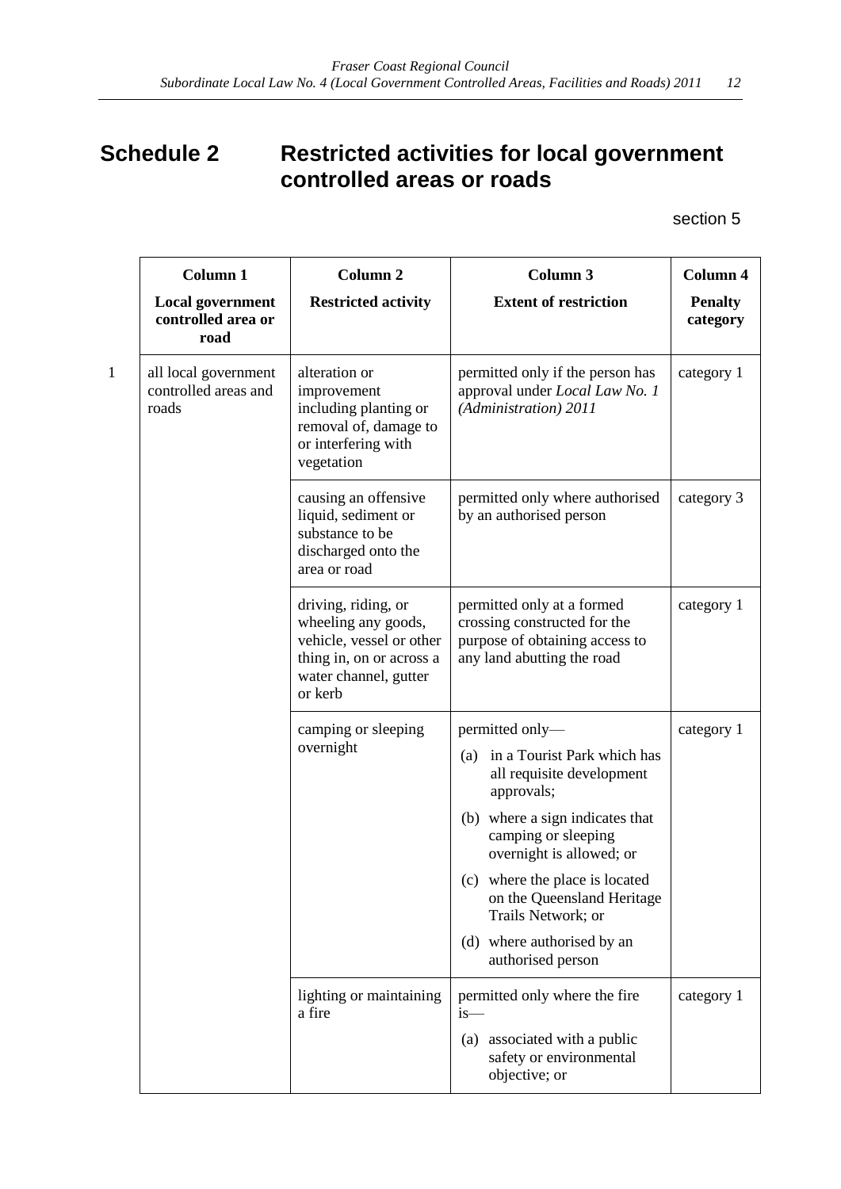# Schedule 2 Restricted activities for local government controlled areas or roads

section 5

| | Column 1<br>**Local government controlled area or road** | Column 2<br>**Restricted activity** | Column 3<br>**Extent of restriction** | Column 4<br>**Penalty category** |
|---|---|---|---|---|
| 1 | all local government controlled areas and roads | alteration or improvement including planting or removal of, damage to or interfering with vegetation | permitted only if the person has approval under *Local Law No. 1 (Administration) 2011* | category 1 |
| | | causing an offensive liquid, sediment or substance to be discharged onto the area or road | permitted only where authorised by an authorised person | category 3 |
| | | driving, riding, or wheeling any goods, vehicle, vessel or other thing in, on or across a water channel, gutter or kerb | permitted only at a formed crossing constructed for the purpose of obtaining access to any land abutting the road | category 1 |
| | | camping or sleeping overnight | permitted only—<br>(a) in a Tourist Park which has all requisite development approvals;<br>(b) where a sign indicates that camping or sleeping overnight is allowed; or<br>(c) where the place is located on the Queensland Heritage Trails Network; or<br>(d) where authorised by an authorised person | category 1 |
| | | lighting or maintaining a fire | permitted only where the fire is—<br>(a) associated with a public safety or environmental objective; or | category 1 |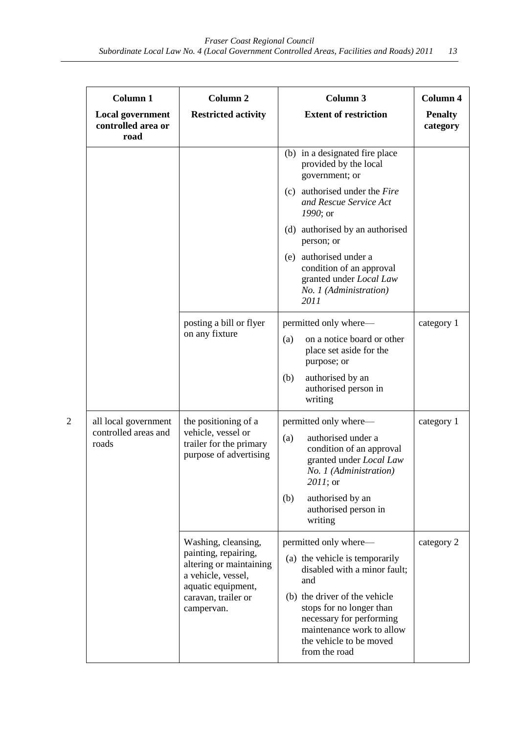| | Column 1 | Column 2 | Column 3 | Column 4 |
|---|---|---|---|---|
| | **Local government controlled area or road** | **Restricted activity** | **Extent of restriction** | **Penalty category** |
| | | | (b) in a designated fire place provided by the local government; or<br>(c) authorised under the *Fire and Rescue Service Act 1990*; or<br>(d) authorised by an authorised person; or<br>(e) authorised under a condition of an approval granted under *Local Law No. 1 (Administration) 2011* | |
| | | posting a bill or flyer on any fixture | permitted only where—<br>(a) on a notice board or other place set aside for the purpose; or<br>(b) authorised by an authorised person in writing | category 1 |
| 2 | all local government controlled areas and roads | the positioning of a vehicle, vessel or trailer for the primary purpose of advertising | permitted only where—<br>(a) authorised under a condition of an approval granted under *Local Law No. 1 (Administration) 2011*; or<br>(b) authorised by an authorised person in writing | category 1 |
| | | Washing, cleansing, painting, repairing, altering or maintaining a vehicle, vessel, aquatic equipment, caravan, trailer or campervan. | permitted only where—<br>(a) the vehicle is temporarily disabled with a minor fault; and<br>(b) the driver of the vehicle stops for no longer than necessary for performing maintenance work to allow the vehicle to be moved from the road | category 2 |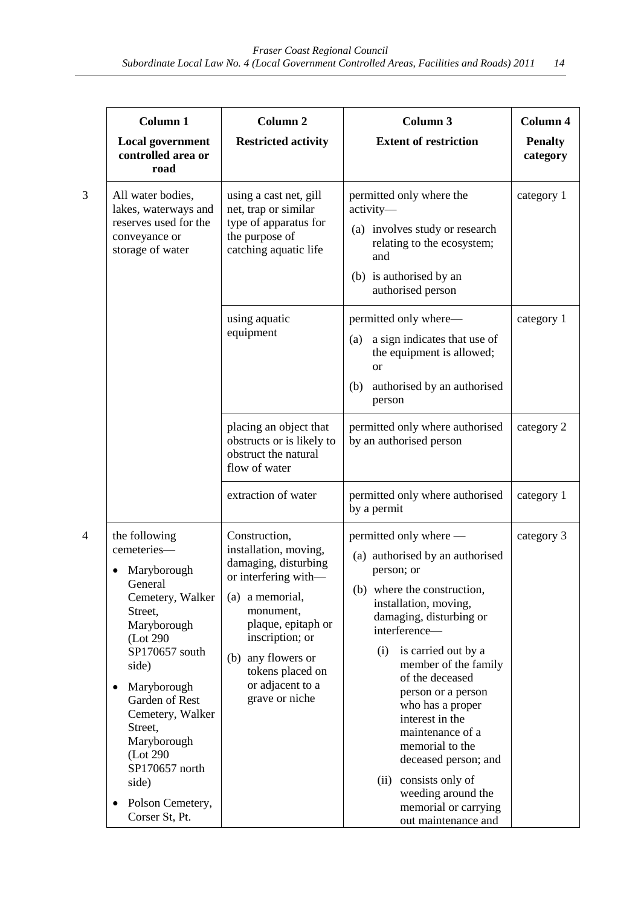| | Column 1 | Column 2 | Column 3 | Column 4 |
|---|---|---|---|---|
| | **Local government controlled area or road** | **Restricted activity** | **Extent of restriction** | **Penalty category** |
| 3 | All water bodies, lakes, waterways and reserves used for the conveyance or storage of water | using a cast net, gill net, trap or similar type of apparatus for the purpose of catching aquatic life | permitted only where the activity— (a) involves study or research relating to the ecosystem; and (b) is authorised by an authorised person | category 1 |
| | | using aquatic equipment | permitted only where— (a) a sign indicates that use of the equipment is allowed; or (b) authorised by an authorised person | category 1 |
| | | placing an object that obstructs or is likely to obstruct the natural flow of water | permitted only where authorised by an authorised person | category 2 |
| | | extraction of water | permitted only where authorised by a permit | category 1 |
| 4 | the following cemeteries— • Maryborough General Cemetery, Walker Street, Maryborough (Lot 290 SP170657 south side) • Maryborough Garden of Rest Cemetery, Walker Street, Maryborough (Lot 290 SP170657 north side) • Polson Cemetery, Corser St, Pt. | Construction, installation, moving, damaging, disturbing or interfering with— (a) a memorial, monument, plaque, epitaph or inscription; or (b) any flowers or tokens placed on or adjacent to a grave or niche | permitted only where — (a) authorised by an authorised person; or (b) where the construction, installation, moving, damaging, disturbing or interference— (i) is carried out by a member of the family of the deceased person or a person who has a proper interest in the maintenance of a memorial to the deceased person; and (ii) consists only of weeding around the memorial or carrying out maintenance and | category 3 |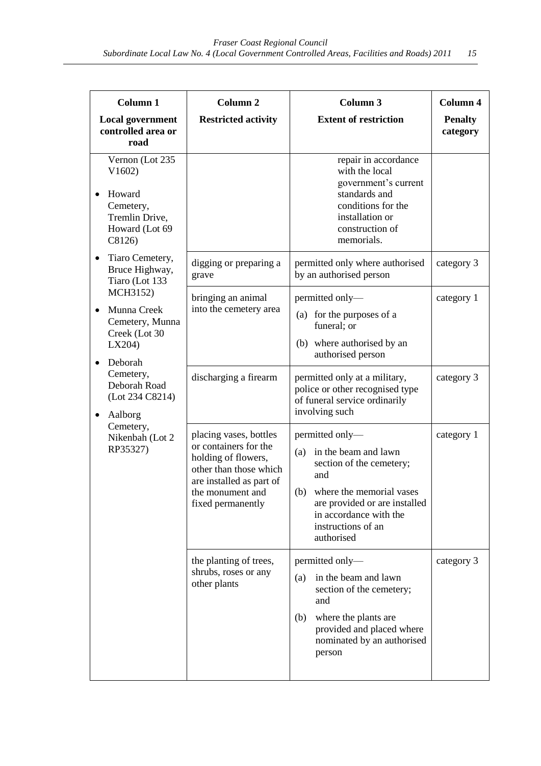| Column 1<br>**Local government controlled area or road** | Column 2<br>**Restricted activity** | Column 3<br>**Extent of restriction** | Column 4<br>**Penalty category** |
|---|---|---|---|
| Vernon (Lot 235 V1602)<br>• Howard Cemetery, Tremlin Drive, Howard (Lot 69 C8126)<br>• Tiaro Cemetery, Bruce Highway, Tiaro (Lot 133 MCH3152)<br>• Munna Creek Cemetery, Munna Creek (Lot 30 LX204)<br>• Deborah Cemetery, Deborah Road (Lot 234 C8214)<br>• Aalborg Cemetery, Nikenbah (Lot 2 RP35327) | | repair in accordance with the local government's current standards and conditions for the installation or construction of memorials. | |
| | digging or preparing a grave | permitted only where authorised by an authorised person | category 3 |
| | bringing an animal into the cemetery area | permitted only—<br>(a) for the purposes of a funeral; or<br>(b) where authorised by an authorised person | category 1 |
| | discharging a firearm | permitted only at a military, police or other recognised type of funeral service ordinarily involving such | category 3 |
| | placing vases, bottles or containers for the holding of flowers, other than those which are installed as part of the monument and fixed permanently | permitted only—<br>(a) in the beam and lawn section of the cemetery; and<br>(b) where the memorial vases are provided or are installed in accordance with the instructions of an authorised | category 1 |
| | the planting of trees, shrubs, roses or any other plants | permitted only—<br>(a) in the beam and lawn section of the cemetery; and<br>(b) where the plants are provided and placed where nominated by an authorised person | category 3 |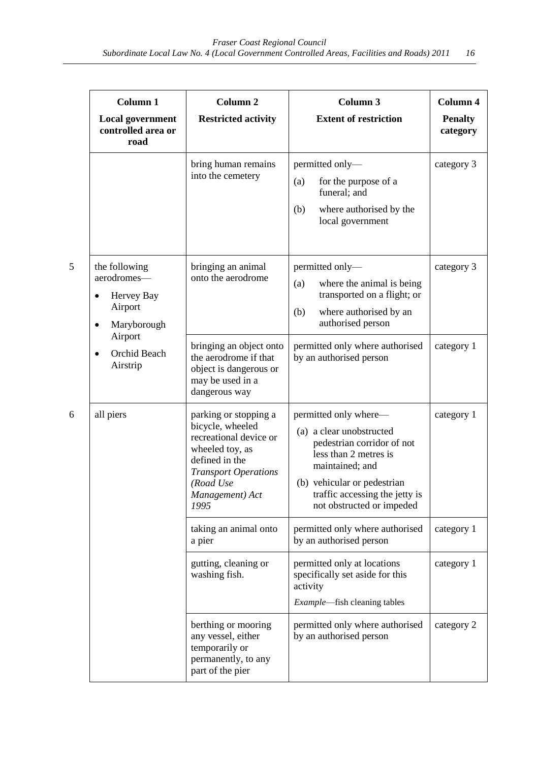| | Column 1<br>**Local government controlled area or road** | Column 2<br>**Restricted activity** | Column 3<br>**Extent of restriction** | Column 4<br>**Penalty category** |
|---|---|---|---|---|
| | | bring human remains into the cemetery | permitted only—<br>(a) for the purpose of a funeral; and<br>(b) where authorised by the local government | category 3 |
| 5 | the following aerodromes—<br>• Hervey Bay Airport<br>• Maryborough Airport<br>• Orchid Beach Airstrip | bringing an animal onto the aerodrome | permitted only—<br>(a) where the animal is being transported on a flight; or<br>(b) where authorised by an authorised person | category 3 |
| | | bringing an object onto the aerodrome if that object is dangerous or may be used in a dangerous way | permitted only where authorised by an authorised person | category 1 |
| 6 | all piers | parking or stopping a bicycle, wheeled recreational device or wheeled toy, as defined in the *Transport Operations (Road Use Management) Act 1995* | permitted only where—<br>(a) a clear unobstructed pedestrian corridor of not less than 2 metres is maintained; and<br>(b) vehicular or pedestrian traffic accessing the jetty is not obstructed or impeded | category 1 |
| | | taking an animal onto a pier | permitted only where authorised by an authorised person | category 1 |
| | | gutting, cleaning or washing fish. | permitted only at locations specifically set aside for this activity<br>*Example*—fish cleaning tables | category 1 |
| | | berthing or mooring any vessel, either temporarily or permanently, to any part of the pier | permitted only where authorised by an authorised person | category 2 |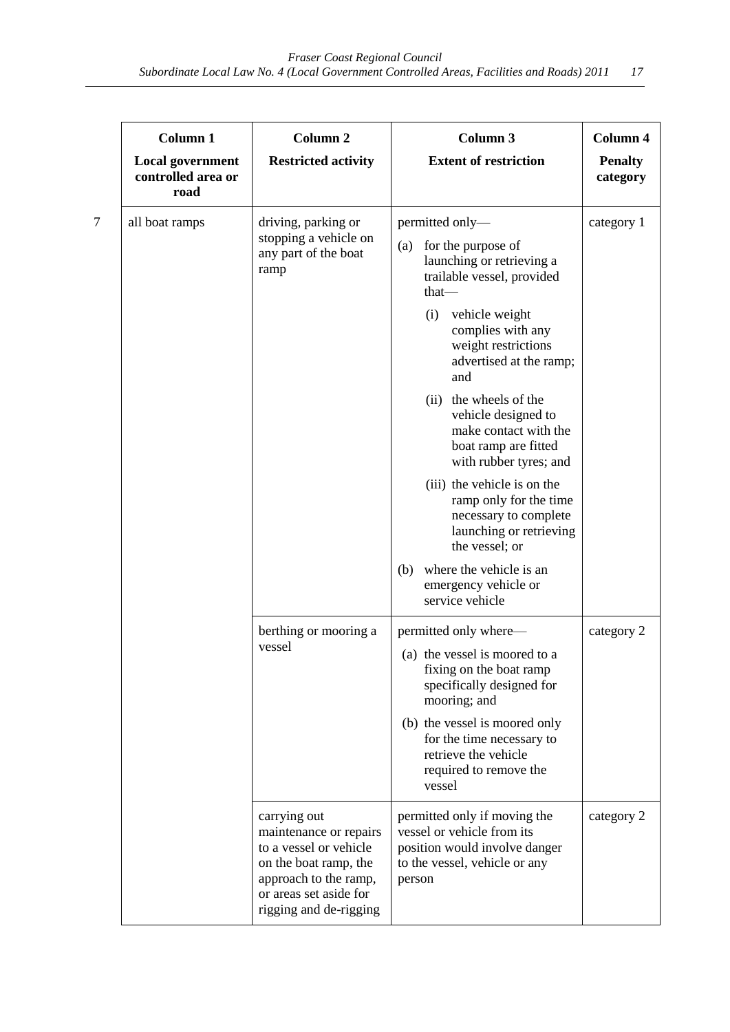| | Column 1<br>Local government controlled area or road | Column 2<br>Restricted activity | Column 3<br>Extent of restriction | Column 4<br>Penalty category |
|---|---|---|---|---|
| 7 | all boat ramps | driving, parking or stopping a vehicle on any part of the boat ramp | permitted only—<br>(a) for the purpose of launching or retrieving a trailable vessel, provided that—<br>(i) vehicle weight complies with any weight restrictions advertised at the ramp; and<br>(ii) the wheels of the vehicle designed to make contact with the boat ramp are fitted with rubber tyres; and<br>(iii) the vehicle is on the ramp only for the time necessary to complete launching or retrieving the vessel; or<br>(b) where the vehicle is an emergency vehicle or service vehicle | category 1 |
| | | berthing or mooring a vessel | permitted only where—<br>(a) the vessel is moored to a fixing on the boat ramp specifically designed for mooring; and<br>(b) the vessel is moored only for the time necessary to retrieve the vehicle required to remove the vessel | category 2 |
| | | carrying out maintenance or repairs to a vessel or vehicle on the boat ramp, the approach to the ramp, or areas set aside for rigging and de-rigging | permitted only if moving the vessel or vehicle from its position would involve danger to the vessel, vehicle or any person | category 2 |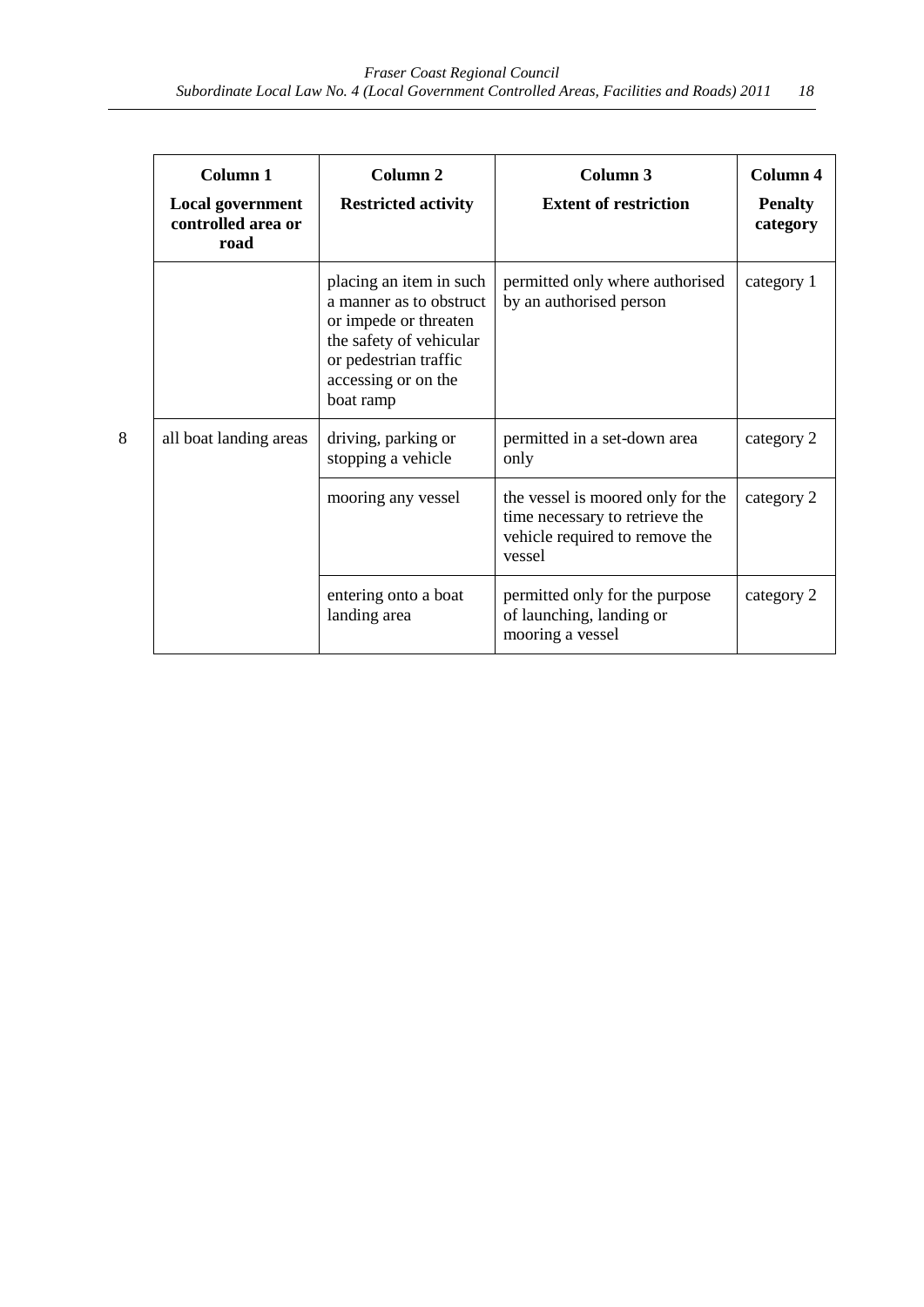| | Column 1<br>**Local government controlled area or road** | Column 2<br>**Restricted activity** | Column 3<br>**Extent of restriction** | Column 4<br>**Penalty category** |
|---|---|---|---|---|
| | | placing an item in such a manner as to obstruct or impede or threaten the safety of vehicular or pedestrian traffic accessing or on the boat ramp | permitted only where authorised by an authorised person | category 1 |
| 8 | all boat landing areas | driving, parking or stopping a vehicle | permitted in a set-down area only | category 2 |
| | | mooring any vessel | the vessel is moored only for the time necessary to retrieve the vehicle required to remove the vessel | category 2 |
| | | entering onto a boat landing area | permitted only for the purpose of launching, landing or mooring a vessel | category 2 |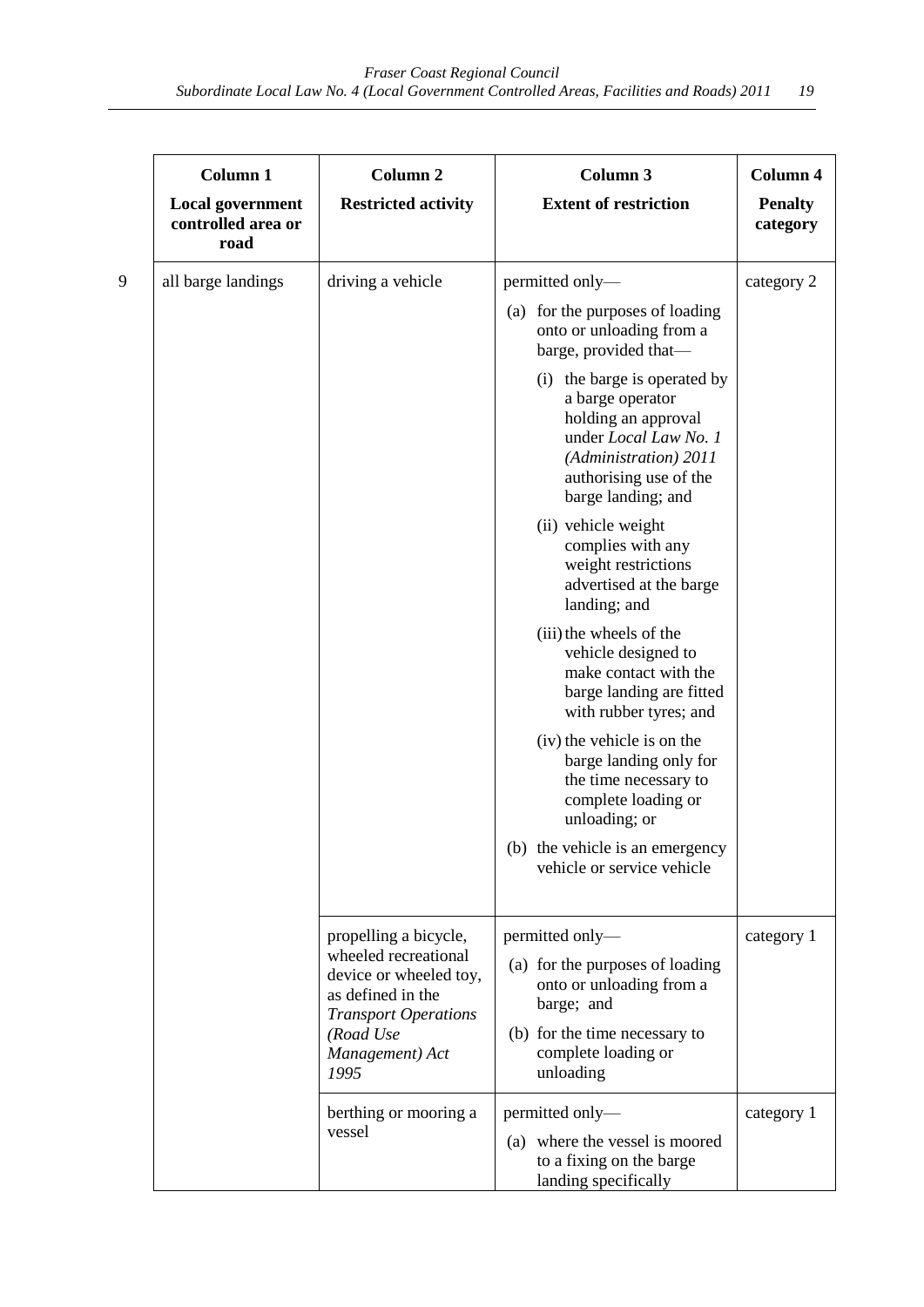| | Column 1<br>**Local government controlled area or road** | Column 2<br>**Restricted activity** | Column 3<br>**Extent of restriction** | Column 4<br>**Penalty category** |
|---|---|---|---|---|
| 9 | all barge landings | driving a vehicle | permitted only—<br>(a) for the purposes of loading onto or unloading from a barge, provided that—<br>(i) the barge is operated by a barge operator holding an approval under *Local Law No. 1 (Administration) 2011* authorising use of the barge landing; and<br>(ii) vehicle weight complies with any weight restrictions advertised at the barge landing; and<br>(iii) the wheels of the vehicle designed to make contact with the barge landing are fitted with rubber tyres; and<br>(iv) the vehicle is on the barge landing only for the time necessary to complete loading or unloading; or<br>(b) the vehicle is an emergency vehicle or service vehicle | category 2 |
| | | propelling a bicycle, wheeled recreational device or wheeled toy, as defined in the *Transport Operations (Road Use Management) Act 1995* | permitted only—<br>(a) for the purposes of loading onto or unloading from a barge; and<br>(b) for the time necessary to complete loading or unloading | category 1 |
| | | berthing or mooring a vessel | permitted only—<br>(a) where the vessel is moored to a fixing on the barge landing specifically | category 1 |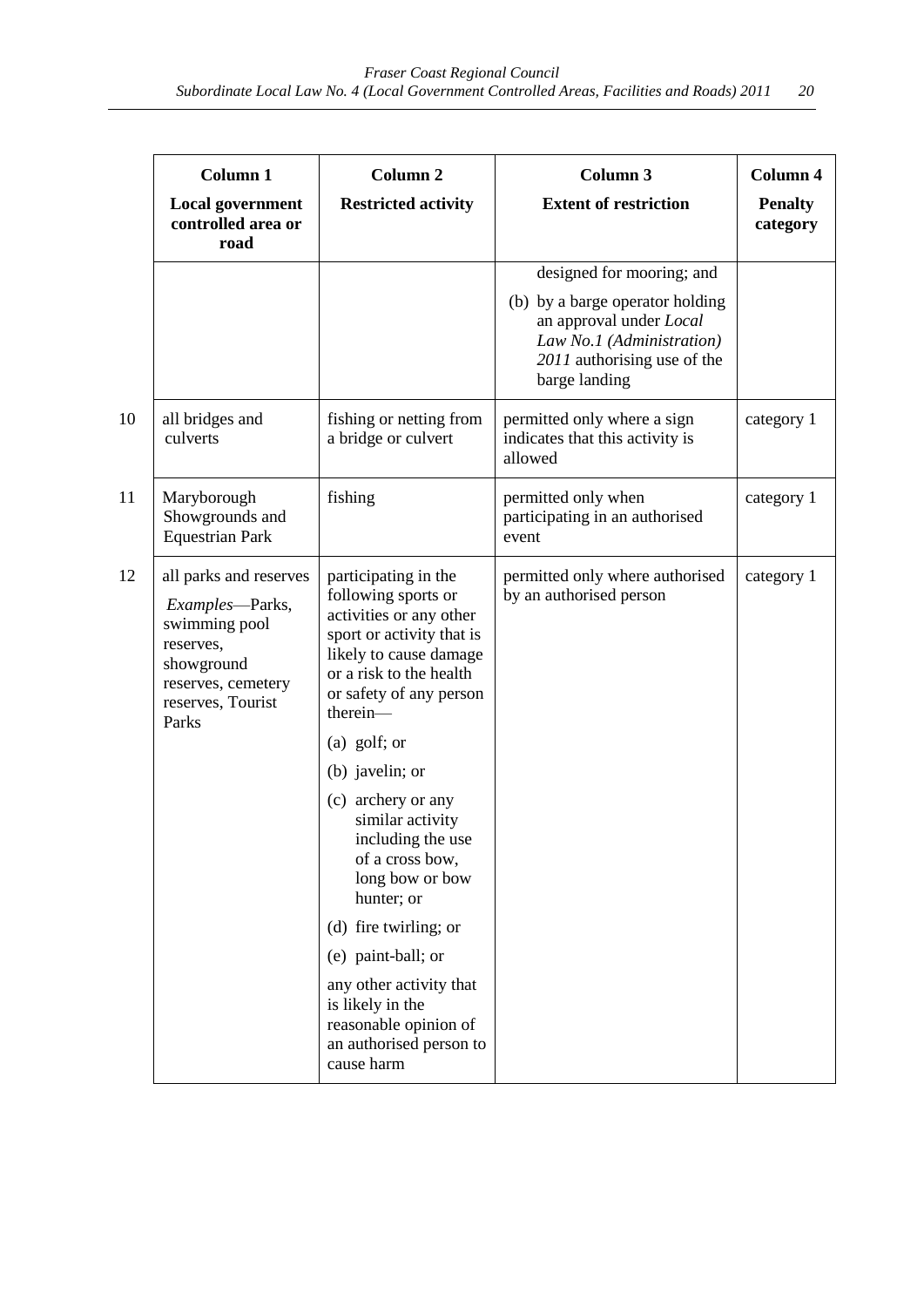| | Column 1 | Column 2 | Column 3 | Column 4 |
|---|---|---|---|---|
| | **Local government controlled area or road** | **Restricted activity** | **Extent of restriction** | **Penalty category** |
| | | | designed for mooring; and (b) by a barge operator holding an approval under *Local Law No.1 (Administration) 2011* authorising use of the barge landing | |
| 10 | all bridges and culverts | fishing or netting from a bridge or culvert | permitted only where a sign indicates that this activity is allowed | category 1 |
| 11 | Maryborough Showgrounds and Equestrian Park | fishing | permitted only when participating in an authorised event | category 1 |
| 12 | all parks and reserves *Examples*—Parks, swimming pool reserves, showground reserves, cemetery reserves, Tourist Parks | participating in the following sports or activities or any other sport or activity that is likely to cause damage or a risk to the health or safety of any person therein— (a) golf; or (b) javelin; or (c) archery or any similar activity including the use of a cross bow, long bow or bow hunter; or (d) fire twirling; or (e) paint-ball; or any other activity that is likely in the reasonable opinion of an authorised person to cause harm | permitted only where authorised by an authorised person | category 1 |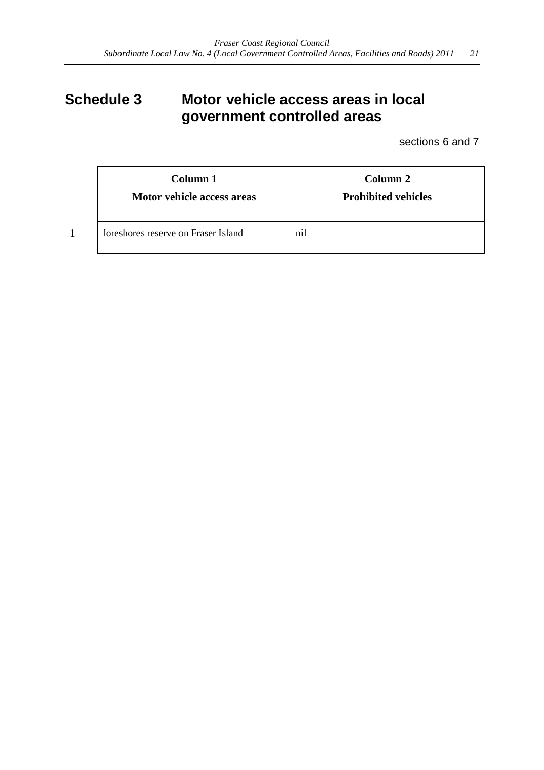## Schedule 3 Motor vehicle access areas in local government controlled areas

sections 6 and 7

| | Column 1<br>**Motor vehicle access areas** | Column 2<br>**Prohibited vehicles** |
|---|---|---|
| 1 | foreshores reserve on Fraser Island | nil |